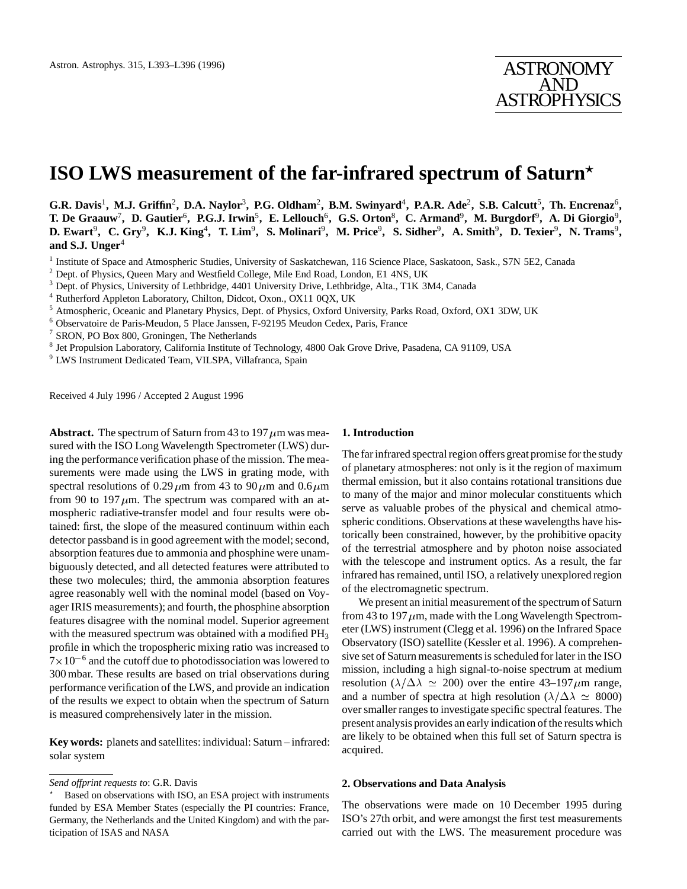# ISO LWS measurement of the far-infrared spectrum of Saturn*

**G.R. Davis**[1], **M.J. Griffin**[2], **D.A. Naylor**[3], **P.G. Oldham**[2], **B.M. Swinyard**[4], **P.A.R. Ade**[2], **S.B. Calcutt**[5], **Th. Encrenaz**[6], **T. De Graauw**[7], **D. Gautier**[6], **P.G.J. Irwin**[5], **E. Lellouch**[6], **G.S. Orton**[8], **C. Armand**[9], **M. Burgdorf**[9], **A. Di Giorgio**[9], **D. Ewart**[9], **C. Gry**[9], **K.J. King**[4], **T. Lim**[9], **S. Molinari**[9], **M. Price**[9], **S. Sidher**[9], **A. Smith**[9], **D. Texier**[9], **N. Trams**[9], **and S.J. Unger**[4]

[1] Institute of Space and Atmospheric Studies, University of Saskatchewan, 116 Science Place, Saskatoon, Sask., S7N 5E2, Canada
[2] Dept. of Physics, Queen Mary and Westfield College, Mile End Road, London, E1 4NS, UK
[3] Dept. of Physics, University of Lethbridge, 4401 University Drive, Lethbridge, Alta., T1K 3M4, Canada
[4] Rutherford Appleton Laboratory, Chilton, Didcot, Oxon., OX11 0QX, UK
[5] Atmospheric, Oceanic and Planetary Physics, Dept. of Physics, Oxford University, Parks Road, Oxford, OX1 3DW, UK
[6] Observatoire de Paris-Meudon, 5 Place Janssen, F-92195 Meudon Cedex, Paris, France
[7] SRON, PO Box 800, Groningen, The Netherlands
[8] Jet Propulsion Laboratory, California Institute of Technology, 4800 Oak Grove Drive, Pasadena, CA 91109, USA
[9] LWS Instrument Dedicated Team, VILSPA, Villafranca, Spain

Received 4 July 1996 / Accepted 2 August 1996

**Abstract.** The spectrum of Saturn from 43 to 197 $\mu$m was measured with the ISO Long Wavelength Spectrometer (LWS) during the performance verification phase of the mission. The measurements were made using the LWS in grating mode, with spectral resolutions of 0.29 $\mu$m from 43 to 90 $\mu$m and 0.6 $\mu$m from 90 to 197 $\mu$m. The spectrum was compared with an atmospheric radiative-transfer model and four results were obtained: first, the slope of the measured continuum within each detector passband is in good agreement with the model; second, absorption features due to ammonia and phosphine were unambiguously detected, and all detected features were attributed to these two molecules; third, the ammonia absorption features agree reasonably well with the nominal model (based on Voyager IRIS measurements); and fourth, the phosphine absorption features disagree with the nominal model. Superior agreement with the measured spectrum was obtained with a modified $PH_3$ profile in which the tropospheric mixing ratio was increased to $7\times10^{-6}$ and the cutoff due to photodissociation was lowered to 300 mbar. These results are based on trial observations during performance verification of the LWS, and provide an indication of the results we expect to obtain when the spectrum of Saturn is measured comprehensively later in the mission.

**Key words:** planets and satellites: individual: Saturn – infrared: solar system

*Send offprint requests to*: G.R. Davis

* Based on observations with ISO, an ESA project with instruments funded by ESA Member States (especially the PI countries: France, Germany, the Netherlands and the United Kingdom) and with the participation of ISAS and NASA

## 1. Introduction

The far infrared spectral region offers great promise for the study of planetary atmospheres: not only is it the region of maximum thermal emission, but it also contains rotational transitions due to many of the major and minor molecular constituents which serve as valuable probes of the physical and chemical atmospheric conditions. Observations at these wavelengths have historically been constrained, however, by the prohibitive opacity of the terrestrial atmosphere and by photon noise associated with the telescope and instrument optics. As a result, the far infrared has remained, until ISO, a relatively unexplored region of the electromagnetic spectrum.

We present an initial measurement of the spectrum of Saturn from 43 to 197 $\mu$m, made with the Long Wavelength Spectrometer (LWS) instrument (Clegg et al. 1996) on the Infrared Space Observatory (ISO) satellite (Kessler et al. 1996). A comprehensive set of Saturn measurements is scheduled for later in the ISO mission, including a high signal-to-noise spectrum at medium resolution ($\lambda/\Delta\lambda \simeq 200$) over the entire 43–197 $\mu$m range, and a number of spectra at high resolution ($\lambda/\Delta\lambda \simeq 8000$) over smaller ranges to investigate specific spectral features. The present analysis provides an early indication of the results which are likely to be obtained when this full set of Saturn spectra is acquired.

## 2. Observations and Data Analysis

The observations were made on 10 December 1995 during ISO's 27th orbit, and were amongst the first test measurements carried out with the LWS. The measurement procedure was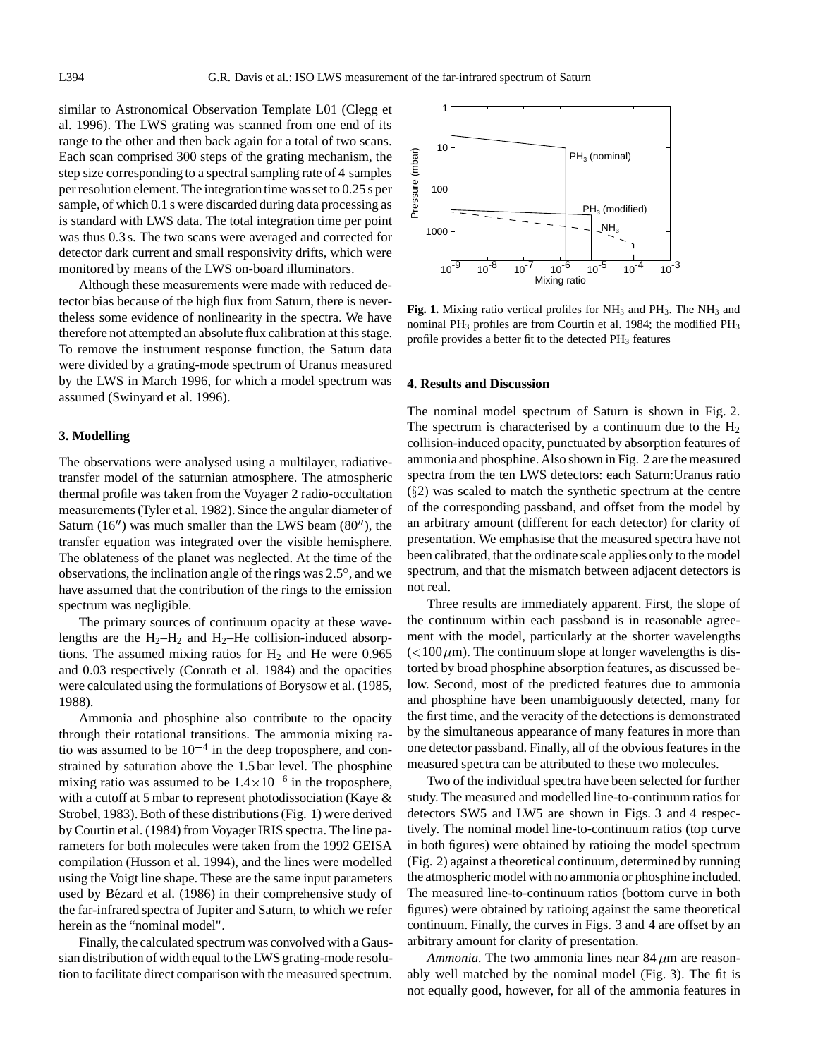similar to Astronomical Observation Template L01 (Clegg et al. 1996). The LWS grating was scanned from one end of its range to the other and then back again for a total of two scans. Each scan comprised 300 steps of the grating mechanism, the step size corresponding to a spectral sampling rate of 4 samples per resolution element. The integration time was set to 0.25 s per sample, of which 0.1 s were discarded during data processing as is standard with LWS data. The total integration time per point was thus 0.3 s. The two scans were averaged and corrected for detector dark current and small responsivity drifts, which were monitored by means of the LWS on-board illuminators.

Although these measurements were made with reduced detector bias because of the high flux from Saturn, there is nevertheless some evidence of nonlinearity in the spectra. We have therefore not attempted an absolute flux calibration at this stage. To remove the instrument response function, the Saturn data were divided by a grating-mode spectrum of Uranus measured by the LWS in March 1996, for which a model spectrum was assumed (Swinyard et al. 1996).

## 3. Modelling

The observations were analysed using a multilayer, radiative-transfer model of the saturnian atmosphere. The atmospheric thermal profile was taken from the Voyager 2 radio-occultation measurements (Tyler et al. 1982). Since the angular diameter of Saturn (16″) was much smaller than the LWS beam (80″), the transfer equation was integrated over the visible hemisphere. The oblateness of the planet was neglected. At the time of the observations, the inclination angle of the rings was 2.5°, and we have assumed that the contribution of the rings to the emission spectrum was negligible.

The primary sources of continuum opacity at these wavelengths are the $H_2$–$H_2$ and $H_2$–He collision-induced absorptions. The assumed mixing ratios for $H_2$ and He were 0.965 and 0.03 respectively (Conrath et al. 1984) and the opacities were calculated using the formulations of Borysow et al. (1985, 1988).

Ammonia and phosphine also contribute to the opacity through their rotational transitions. The ammonia mixing ratio was assumed to be $10^{-4}$ in the deep troposphere, and constrained by saturation above the 1.5 bar level. The phosphine mixing ratio was assumed to be $1.4\times10^{-6}$ in the troposphere, with a cutoff at 5 mbar to represent photodissociation (Kaye & Strobel, 1983). Both of these distributions (Fig. 1) were derived by Courtin et al. (1984) from Voyager IRIS spectra. The line parameters for both molecules were taken from the 1992 GEISA compilation (Husson et al. 1994), and the lines were modelled using the Voigt line shape. These are the same input parameters used by Bézard et al. (1986) in their comprehensive study of the far-infrared spectra of Jupiter and Saturn, to which we refer herein as the "nominal model".

Finally, the calculated spectrum was convolved with a Gaussian distribution of width equal to the LWS grating-mode resolution to facilitate direct comparison with the measured spectrum.

**Fig. 1.** Mixing ratio vertical profiles for $NH_3$ and $PH_3$. The $NH_3$ and nominal $PH_3$ profiles are from Courtin et al. 1984; the modified $PH_3$ profile provides a better fit to the detected $PH_3$ features

## 4. Results and Discussion

The nominal model spectrum of Saturn is shown in Fig. 2. The spectrum is characterised by a continuum due to the $H_2$ collision-induced opacity, punctuated by absorption features of ammonia and phosphine. Also shown in Fig. 2 are the measured spectra from the ten LWS detectors: each Saturn:Uranus ratio (§2) was scaled to match the synthetic spectrum at the centre of the corresponding passband, and offset from the model by an arbitrary amount (different for each detector) for clarity of presentation. We emphasise that the measured spectra have not been calibrated, that the ordinate scale applies only to the model spectrum, and that the mismatch between adjacent detectors is not real.

Three results are immediately apparent. First, the slope of the continuum within each passband is in reasonable agreement with the model, particularly at the shorter wavelengths ($<100\,\mu$m). The continuum slope at longer wavelengths is distorted by broad phosphine absorption features, as discussed below. Second, most of the predicted features due to ammonia and phosphine have been unambiguously detected, many for the first time, and the veracity of the detections is demonstrated by the simultaneous appearance of many features in more than one detector passband. Finally, all of the obvious features in the measured spectra can be attributed to these two molecules.

Two of the individual spectra have been selected for further study. The measured and modelled line-to-continuum ratios for detectors SW5 and LW5 are shown in Figs. 3 and 4 respectively. The nominal model line-to-continuum ratios (top curve in both figures) were obtained by ratioing the model spectrum (Fig. 2) against a theoretical continuum, determined by running the atmospheric model with no ammonia or phosphine included. The measured line-to-continuum ratios (bottom curve in both figures) were obtained by ratioing against the same theoretical continuum. Finally, the curves in Figs. 3 and 4 are offset by an arbitrary amount for clarity of presentation.

*Ammonia.* The two ammonia lines near $84\,\mu$m are reasonably well matched by the nominal model (Fig. 3). The fit is not equally good, however, for all of the ammonia features in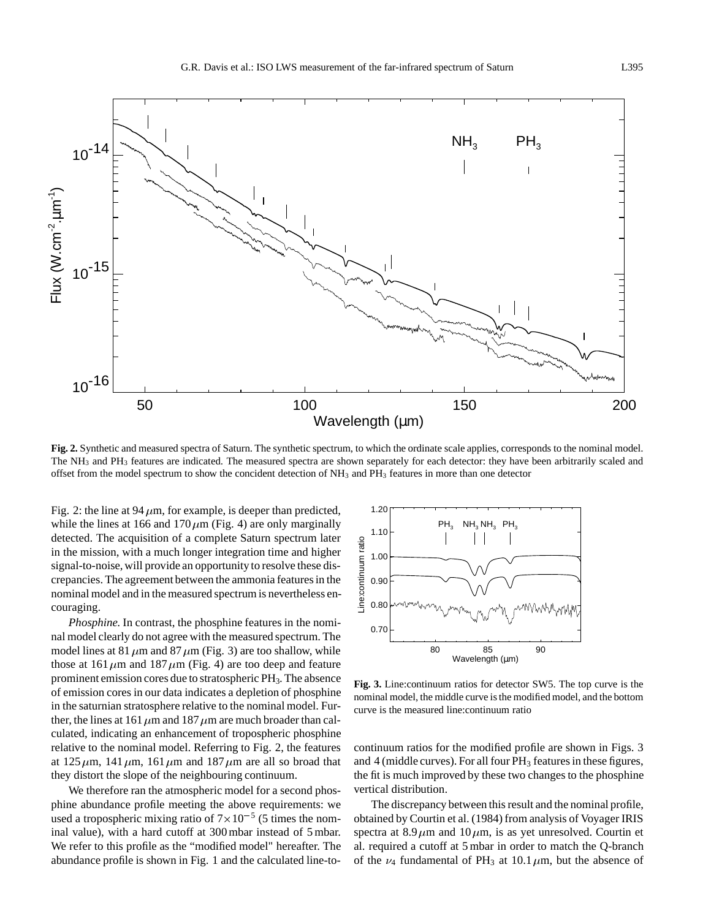**Fig. 2.** Synthetic and measured spectra of Saturn. The synthetic spectrum, to which the ordinate scale applies, corresponds to the nominal model. The $NH_3$ and $PH_3$ features are indicated. The measured spectra are shown separately for each detector: they have been arbitrarily scaled and offset from the model spectrum to show the concident detection of $NH_3$ and $PH_3$ features in more than one detector

Fig. 2: the line at 94 $\mu$m, for example, is deeper than predicted, while the lines at 166 and 170 $\mu$m (Fig. 4) are only marginally detected. The acquisition of a complete Saturn spectrum later in the mission, with a much longer integration time and higher signal-to-noise, will provide an opportunity to resolve these discrepancies. The agreement between the ammonia features in the nominal model and in the measured spectrum is nevertheless encouraging.

*Phosphine.* In contrast, the phosphine features in the nominal model clearly do not agree with the measured spectrum. The model lines at 81 $\mu$m and 87 $\mu$m (Fig. 3) are too shallow, while those at 161 $\mu$m and 187 $\mu$m (Fig. 4) are too deep and feature prominent emission cores due to stratospheric $PH_3$. The absence of emission cores in our data indicates a depletion of phosphine in the saturnian stratosphere relative to the nominal model. Further, the lines at 161 $\mu$m and 187 $\mu$m are much broader than calculated, indicating an enhancement of tropospheric phosphine relative to the nominal model. Referring to Fig. 2, the features at 125 $\mu$m, 141 $\mu$m, 161 $\mu$m and 187 $\mu$m are all so broad that they distort the slope of the neighbouring continuum.

We therefore ran the atmospheric model for a second phosphine abundance profile meeting the above requirements: we used a tropospheric mixing ratio of $7\times10^{-5}$ (5 times the nominal value), with a hard cutoff at 300 mbar instead of 5 mbar. We refer to this profile as the "modified model" hereafter. The abundance profile is shown in Fig. 1 and the calculated line-to-continuum ratios for the modified profile are shown in Figs. 3 and 4 (middle curves). For all four $PH_3$ features in these figures, the fit is much improved by these two changes to the phosphine vertical distribution.

**Fig. 3.** Line:continuum ratios for detector SW5. The top curve is the nominal model, the middle curve is the modified model, and the bottom curve is the measured line:continuum ratio

The discrepancy between this result and the nominal profile, obtained by Courtin et al. (1984) from analysis of Voyager IRIS spectra at 8.9 $\mu$m and 10 $\mu$m, is as yet unresolved. Courtin et al. required a cutoff at 5 mbar in order to match the Q-branch of the $\nu_4$ fundamental of $PH_3$ at 10.1 $\mu$m, but the absence of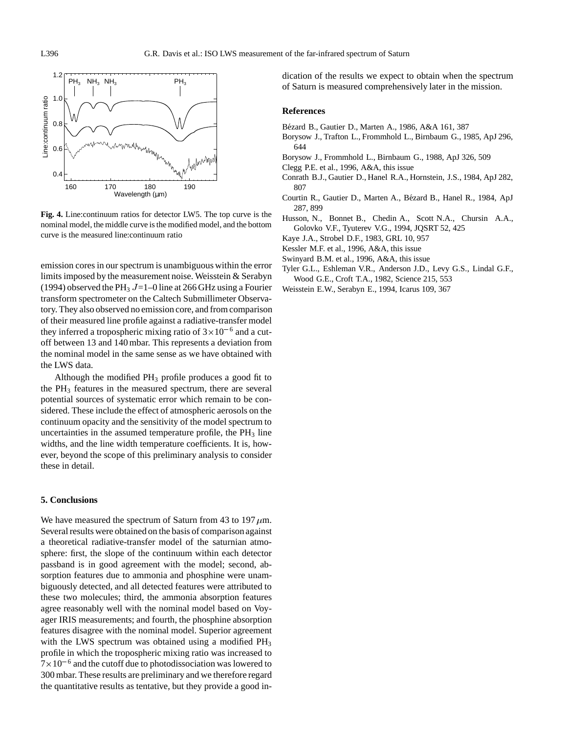1.2

PH$_3$ NH$_3$ NH$_3$ PH$_3$

1.0

0.8

0.6

0.4

Line:continuum ratio

160 170 180 190

Wavelength (µm)

**Fig. 4.** Line:continuum ratios for detector LW5. The top curve is the nominal model, the middle curve is the modified model, and the bottom curve is the measured line:continuum ratio

emission cores in our spectrum is unambiguous within the error limits imposed by the measurement noise. Weisstein & Serabyn (1994) observed the $PH_3$ $J$=1–0 line at 266 GHz using a Fourier transform spectrometer on the Caltech Submillimeter Observatory. They also observed no emission core, and from comparison of their measured line profile against a radiative-transfer model they inferred a tropospheric mixing ratio of $3\times10^{-6}$ and a cutoff between 13 and 140 mbar. This represents a deviation from the nominal model in the same sense as we have obtained with the LWS data.

Although the modified $PH_3$ profile produces a good fit to the $PH_3$ features in the measured spectrum, there are several potential sources of systematic error which remain to be considered. These include the effect of atmospheric aerosols on the continuum opacity and the sensitivity of the model spectrum to uncertainties in the assumed temperature profile, the $PH_3$ line widths, and the line width temperature coefficients. It is, however, beyond the scope of this preliminary analysis to consider these in detail.

## 5. Conclusions

We have measured the spectrum of Saturn from 43 to 197 $\mu$m. Several results were obtained on the basis of comparison against a theoretical radiative-transfer model of the saturnian atmosphere: first, the slope of the continuum within each detector passband is in good agreement with the model; second, absorption features due to ammonia and phosphine were unambiguously detected, and all detected features were attributed to these two molecules; third, the ammonia absorption features agree reasonably well with the nominal model based on Voyager IRIS measurements; and fourth, the phosphine absorption features disagree with the nominal model. Superior agreement with the LWS spectrum was obtained using a modified $PH_3$ profile in which the tropospheric mixing ratio was increased to $7\times10^{-6}$ and the cutoff due to photodissociation was lowered to 300 mbar. These results are preliminary and we therefore regard the quantitative results as tentative, but they provide a good indication of the results we expect to obtain when the spectrum of Saturn is measured comprehensively later in the mission.

## References

Bézard B., Gautier D., Marten A., 1986, A&A 161, 387

Borysow J., Trafton L., Frommhold L., Birnbaum G., 1985, ApJ 296, 644

Borysow J., Frommhold L., Birnbaum G., 1988, ApJ 326, 509

Clegg P.E. et al., 1996, A&A, this issue

Conrath B.J., Gautier D., Hanel R.A., Hornstein, J.S., 1984, ApJ 282, 807

Courtin R., Gautier D., Marten A., Bézard B., Hanel R., 1984, ApJ 287, 899

Husson, N., Bonnet B., Chedin A., Scott N.A., Chursin A.A., Golovko V.F., Tyuterev V.G., 1994, JQSRT 52, 425

Kaye J.A., Strobel D.F., 1983, GRL 10, 957

Kessler M.F. et al., 1996, A&A, this issue

Swinyard B.M. et al., 1996, A&A, this issue

Tyler G.L., Eshleman V.R., Anderson J.D., Levy G.S., Lindal G.F., Wood G.E., Croft T.A., 1982, Science 215, 553

Weisstein E.W., Serabyn E., 1994, Icarus 109, 367